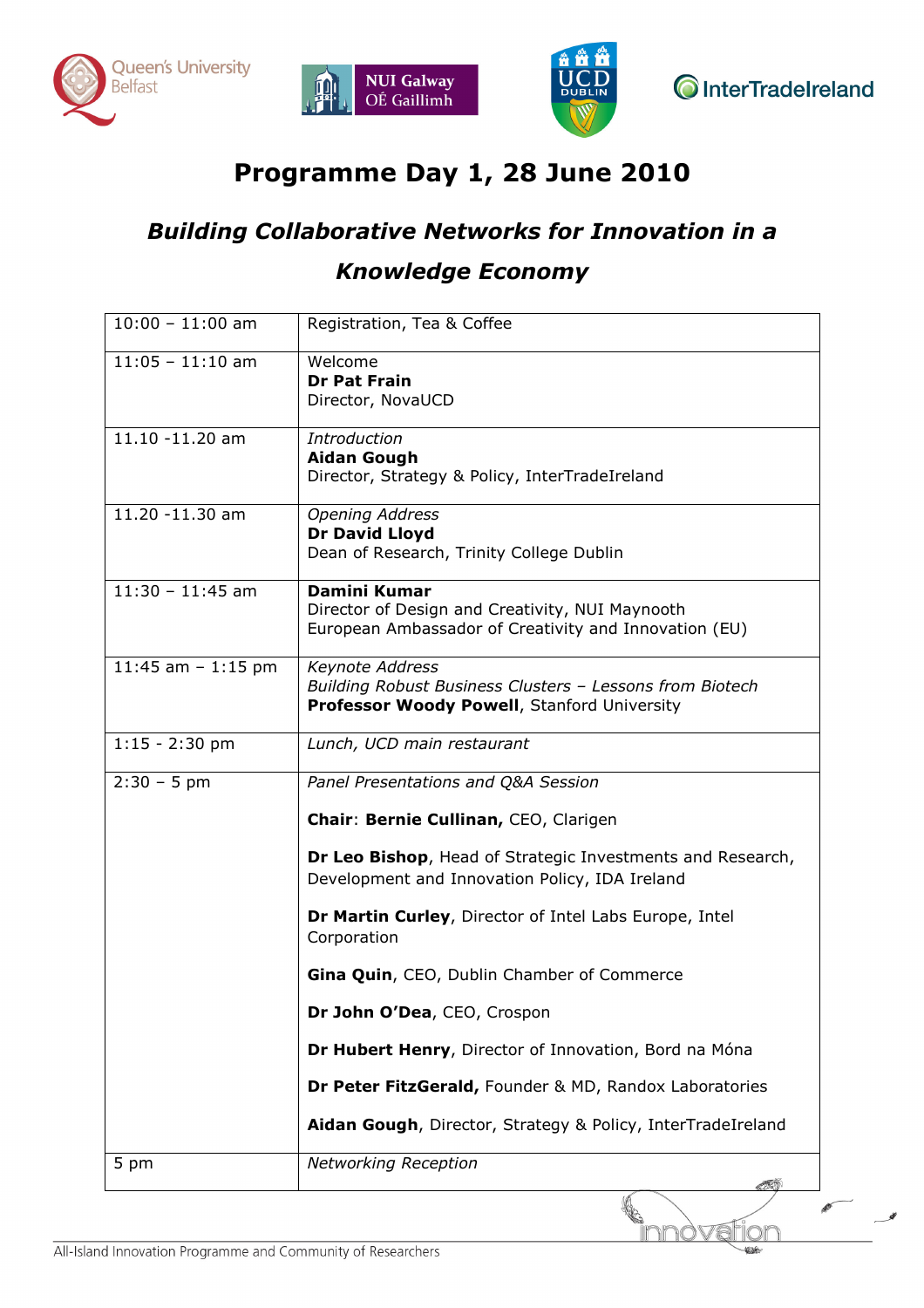# Programme Day 1, 28 June 2010

## *Building Collaborative Networks for Innovation in a Knowledge Economy*

| | |
|---|---|
| 10:00 – 11:00 am | Registration, Tea & Coffee |
| 11:05 – 11:10 am | Welcome<br>**Dr Pat Frain**<br>Director, NovaUCD |
| 11.10 -11.20 am | *Introduction*<br>**Aidan Gough**<br>Director, Strategy & Policy, InterTradeIreland |
| 11.20 -11.30 am | *Opening Address*<br>**Dr David Lloyd**<br>Dean of Research, Trinity College Dublin |
| 11:30 – 11:45 am | **Damini Kumar**<br>Director of Design and Creativity, NUI Maynooth<br>European Ambassador of Creativity and Innovation (EU) |
| 11:45 am – 1:15 pm | *Keynote Address*<br>*Building Robust Business Clusters – Lessons from Biotech*<br>**Professor Woody Powell**, Stanford University |
| 1:15 - 2:30 pm | *Lunch, UCD main restaurant* |
| 2:30 – 5 pm | *Panel Presentations and Q&A Session*<br><br>**Chair**: **Bernie Cullinan,** CEO, Clarigen<br><br>**Dr Leo Bishop**, Head of Strategic Investments and Research, Development and Innovation Policy, IDA Ireland<br><br>**Dr Martin Curley**, Director of Intel Labs Europe, Intel Corporation<br><br>**Gina Quin**, CEO, Dublin Chamber of Commerce<br><br>**Dr John O'Dea**, CEO, Crospon<br><br>**Dr Hubert Henry**, Director of Innovation, Bord na Móna<br><br>**Dr Peter FitzGerald,** Founder & MD, Randox Laboratories<br><br>**Aidan Gough**, Director, Strategy & Policy, InterTradeIreland |
| 5 pm | *Networking Reception* |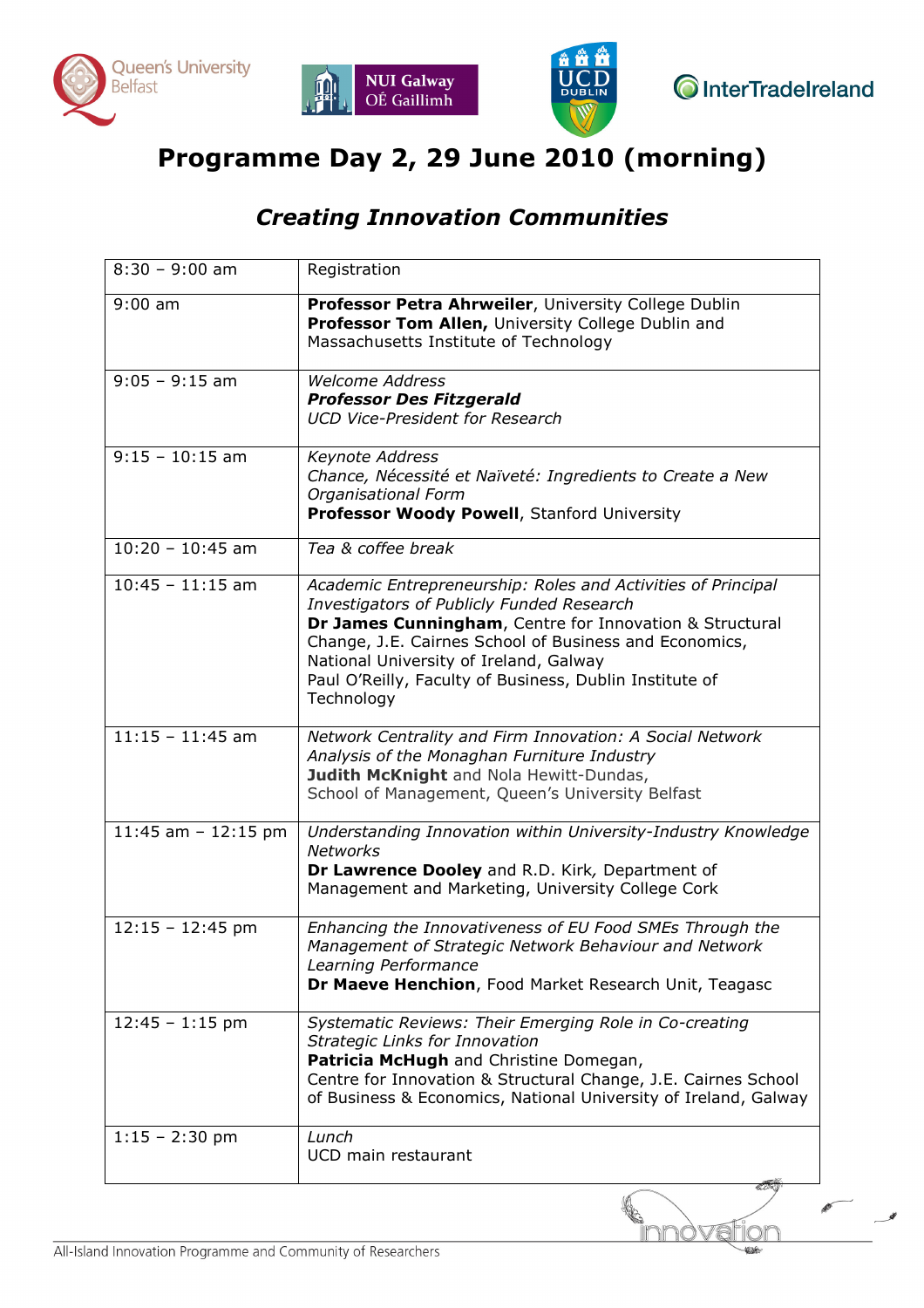# Programme Day 2, 29 June 2010 (morning)

## *Creating Innovation Communities*

| | |
|---|---|
| 8:30 – 9:00 am | Registration |
| 9:00 am | **Professor Petra Ahrweiler**, University College Dublin<br>**Professor Tom Allen,** University College Dublin and Massachusetts Institute of Technology |
| 9:05 – 9:15 am | *Welcome Address*<br>***Professor Des Fitzgerald***<br>*UCD Vice-President for Research* |
| 9:15 – 10:15 am | *Keynote Address*<br>*Chance, Nécessité et Naïveté: Ingredients to Create a New Organisational Form*<br>**Professor Woody Powell**, Stanford University |
| 10:20 – 10:45 am | *Tea & coffee break* |
| 10:45 – 11:15 am | *Academic Entrepreneurship: Roles and Activities of Principal Investigators of Publicly Funded Research*<br>**Dr James Cunningham**, Centre for Innovation & Structural Change, J.E. Cairnes School of Business and Economics, National University of Ireland, Galway<br>Paul O'Reilly, Faculty of Business, Dublin Institute of Technology |
| 11:15 – 11:45 am | *Network Centrality and Firm Innovation: A Social Network Analysis of the Monaghan Furniture Industry*<br>**Judith McKnight** and Nola Hewitt-Dundas,<br>School of Management, Queen's University Belfast |
| 11:45 am – 12:15 pm | *Understanding Innovation within University-Industry Knowledge Networks*<br>**Dr Lawrence Dooley** and R.D. Kirk, Department of Management and Marketing, University College Cork |
| 12:15 – 12:45 pm | *Enhancing the Innovativeness of EU Food SMEs Through the Management of Strategic Network Behaviour and Network Learning Performance*<br>**Dr Maeve Henchion**, Food Market Research Unit, Teagasc |
| 12:45 – 1:15 pm | *Systematic Reviews: Their Emerging Role in Co-creating Strategic Links for Innovation*<br>**Patricia McHugh** and Christine Domegan,<br>Centre for Innovation & Structural Change, J.E. Cairnes School of Business & Economics, National University of Ireland, Galway |
| 1:15 – 2:30 pm | *Lunch*<br>UCD main restaurant |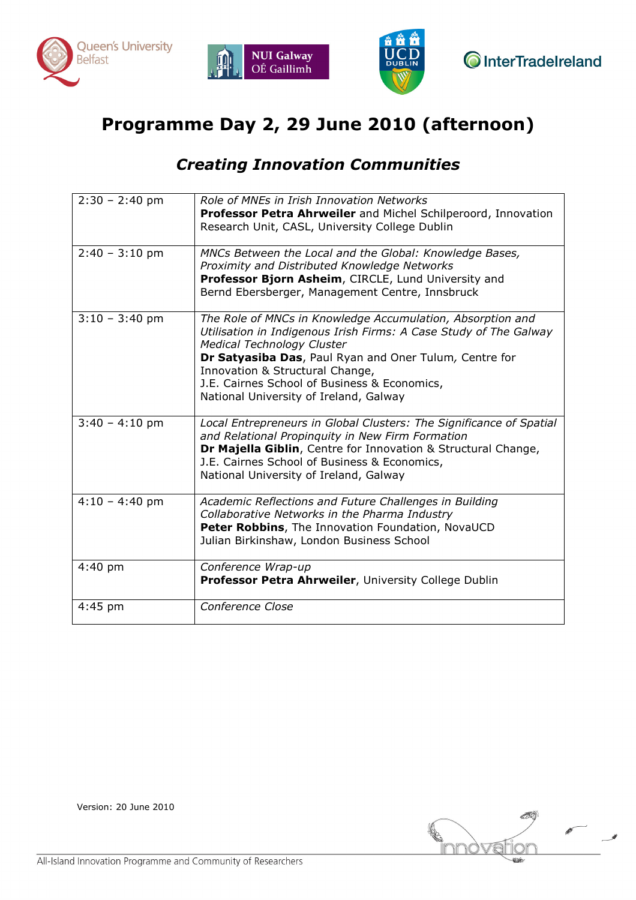# Programme Day 2, 29 June 2010 (afternoon)

## *Creating Innovation Communities*

| | |
|---|---|
| 2:30 – 2:40 pm | *Role of MNEs in Irish Innovation Networks*<br>**Professor Petra Ahrweiler** and Michel Schilperoord, Innovation Research Unit, CASL, University College Dublin |
| 2:40 – 3:10 pm | *MNCs Between the Local and the Global: Knowledge Bases, Proximity and Distributed Knowledge Networks*<br>**Professor Bjorn Asheim**, CIRCLE, Lund University and Bernd Ebersberger, Management Centre, Innsbruck |
| 3:10 – 3:40 pm | *The Role of MNCs in Knowledge Accumulation, Absorption and Utilisation in Indigenous Irish Firms: A Case Study of The Galway Medical Technology Cluster*<br>**Dr Satyasiba Das**, Paul Ryan and Oner Tulum, Centre for Innovation & Structural Change,<br>J.E. Cairnes School of Business & Economics,<br>National University of Ireland, Galway |
| 3:40 – 4:10 pm | *Local Entrepreneurs in Global Clusters: The Significance of Spatial and Relational Propinquity in New Firm Formation*<br>**Dr Majella Giblin**, Centre for Innovation & Structural Change,<br>J.E. Cairnes School of Business & Economics,<br>National University of Ireland, Galway |
| 4:10 – 4:40 pm | *Academic Reflections and Future Challenges in Building Collaborative Networks in the Pharma Industry*<br>**Peter Robbins**, The Innovation Foundation, NovaUCD<br>Julian Birkinshaw, London Business School |
| 4:40 pm | *Conference Wrap-up*<br>**Professor Petra Ahrweiler**, University College Dublin |
| 4:45 pm | *Conference Close* |

Version: 20 June 2010